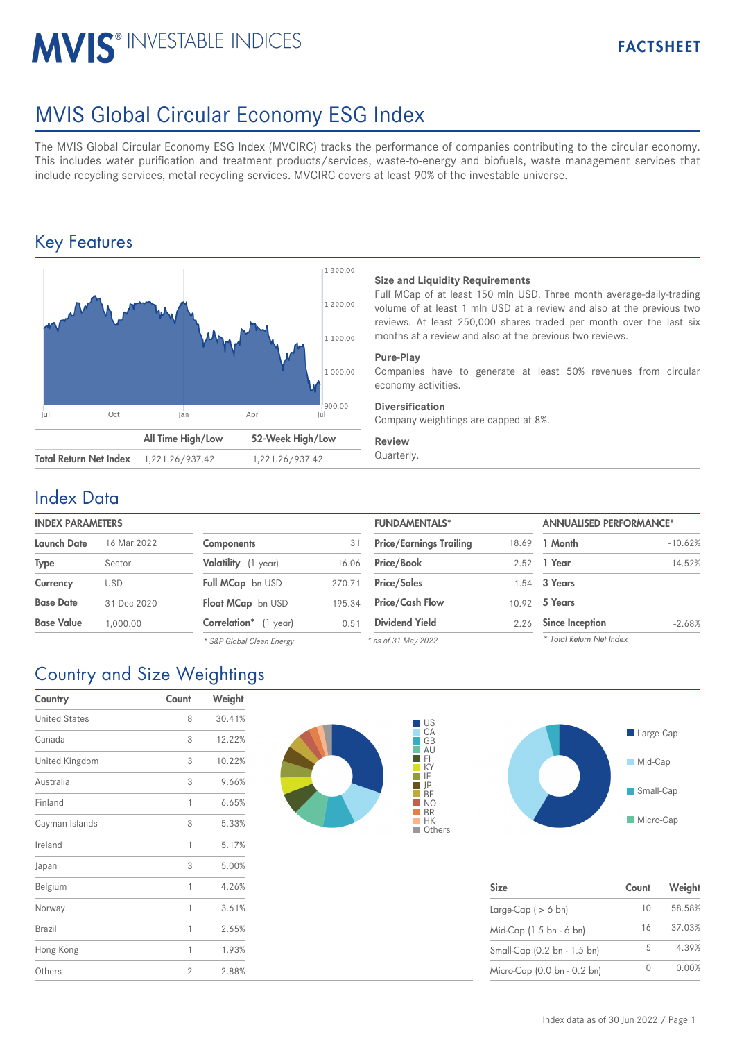# MVIS® INVESTABLE INDICES

**FACTSHEET**

# MVIS Global Circular Economy ESG Index

The MVIS Global Circular Economy ESG Index (MVCIRC) tracks the performance of companies contributing to the circular economy. This includes water purification and treatment products/services, waste-to-energy and biofuels, waste management services that include recycling services, metal recycling services. MVCIRC covers at least 90% of the investable universe.

## Key Features

| | All Time High/Low | 52-Week High/Low |
|---|---|---|
| **Total Return Net Index** | 1,221.26/937.42 | 1,221.26/937.42 |

### Size and Liquidity Requirements

Full MCap of at least 150 mln USD. Three month average-daily-trading volume of at least 1 mln USD at a review and also at the previous two reviews. At least 250,000 shares traded per month over the last six months at a review and also at the previous two reviews.

### Pure-Play

Companies have to generate at least 50% revenues from circular economy activities.

### Diversification

Company weightings are capped at 8%.

### Review

Quarterly.

## Index Data

**INDEX PARAMETERS**

| | | | |
|---|---|---|---|
| **Launch Date** | 16 Mar 2022 | **Components** | 31 |
| **Type** | Sector | **Volatility** (1 year) | 16.06 |
| **Currency** | USD | **Full MCap** bn USD | 270.71 |
| **Base Date** | 31 Dec 2020 | **Float MCap** bn USD | 195.34 |
| **Base Value** | 1,000.00 | **Correlation*** (1 year) | 0.51 |

*\* S&P Global Clean Energy*

**FUNDAMENTALS***

| | |
|---|---|
| **Price/Earnings Trailing** | 18.69 |
| **Price/Book** | 2.52 |
| **Price/Sales** | 1.54 |
| **Price/Cash Flow** | 10.92 |
| **Dividend Yield** | 2.26 |

*\* as of 31 May 2022*

**ANNUALISED PERFORMANCE***

| | |
|---|---|
| **1 Month** | -10.62% |
| **1 Year** | -14.52% |
| **3 Years** | - |
| **5 Years** | - |
| **Since Inception** | -2.68% |

*\* Total Return Net Index*

## Country and Size Weightings

| Country | Count | Weight |
|---|---|---|
| United States | 8 | 30.41% |
| Canada | 3 | 12.22% |
| United Kingdom | 3 | 10.22% |
| Australia | 3 | 9.66% |
| Finland | 1 | 6.65% |
| Cayman Islands | 3 | 5.33% |
| Ireland | 1 | 5.17% |
| Japan | 3 | 5.00% |
| Belgium | 1 | 4.26% |
| Norway | 1 | 3.61% |
| Brazil | 1 | 2.65% |
| Hong Kong | 1 | 1.93% |
| Others | 2 | 2.88% |

| Size | Count | Weight |
|---|---|---|
| Large-Cap ( > 6 bn) | 10 | 58.58% |
| Mid-Cap (1.5 bn - 6 bn) | 16 | 37.03% |
| Small-Cap (0.2 bn - 1.5 bn) | 5 | 4.39% |
| Micro-Cap (0.0 bn - 0.2 bn) | 0 | 0.00% |

Index data as of 30 Jun 2022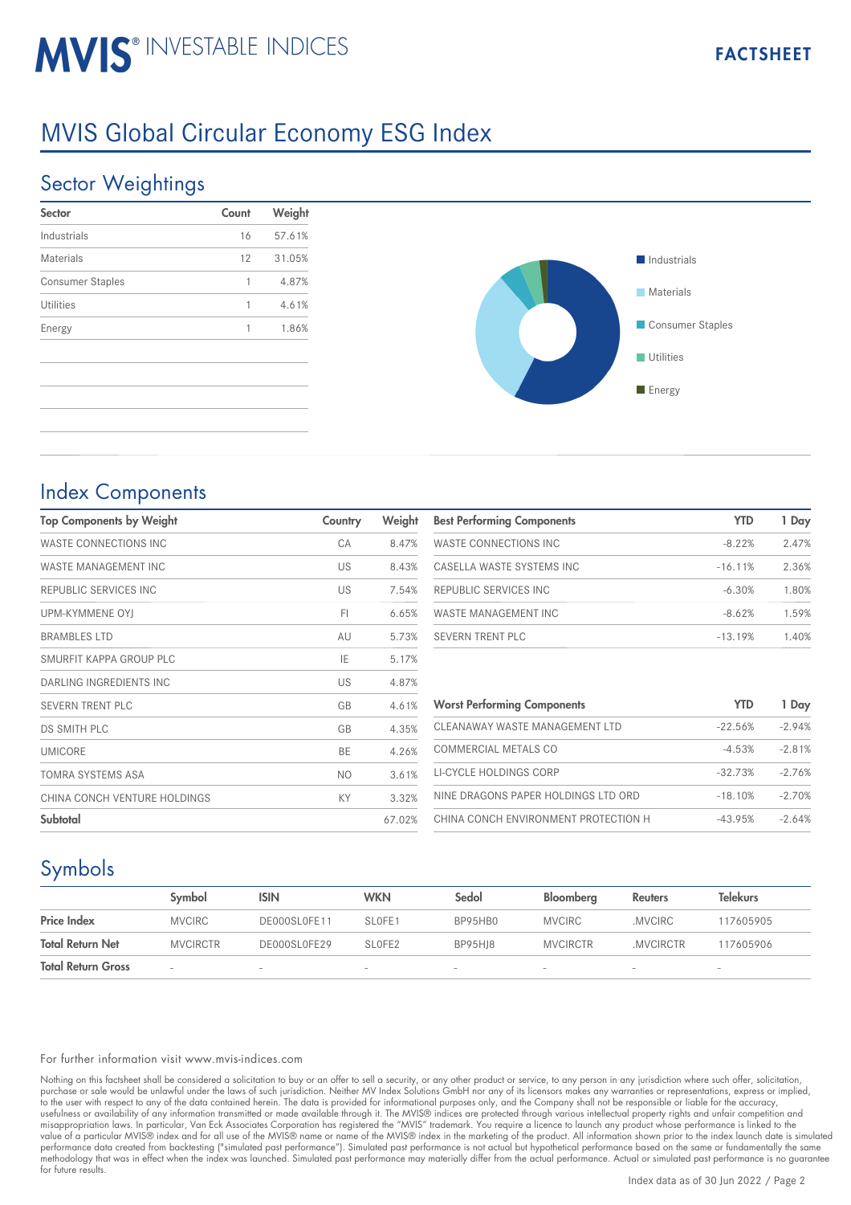# MVIS® INVESTABLE INDICES

**FACTSHEET**

# MVIS Global Circular Economy ESG Index

## Sector Weightings

| Sector | Count | Weight |
|---|---|---|
| Industrials | 16 | 57.61% |
| Materials | 12 | 31.05% |
| Consumer Staples | 1 | 4.87% |
| Utilities | 1 | 4.61% |
| Energy | 1 | 1.86% |

Industrials
Materials
Consumer Staples
Utilities
Energy

## Index Components

| Top Components by Weight | Country | Weight |
|---|---|---|
| WASTE CONNECTIONS INC | CA | 8.47% |
| WASTE MANAGEMENT INC | US | 8.43% |
| REPUBLIC SERVICES INC | US | 7.54% |
| UPM-KYMMENE OYJ | FI | 6.65% |
| BRAMBLES LTD | AU | 5.73% |
| SMURFIT KAPPA GROUP PLC | IE | 5.17% |
| DARLING INGREDIENTS INC | US | 4.87% |
| SEVERN TRENT PLC | GB | 4.61% |
| DS SMITH PLC | GB | 4.35% |
| UMICORE | BE | 4.26% |
| TOMRA SYSTEMS ASA | NO | 3.61% |
| CHINA CONCH VENTURE HOLDINGS | KY | 3.32% |
| **Subtotal** | | 67.02% |

| Best Performing Components | YTD | 1 Day |
|---|---|---|
| WASTE CONNECTIONS INC | -8.22% | 2.47% |
| CASELLA WASTE SYSTEMS INC | -16.11% | 2.36% |
| REPUBLIC SERVICES INC | -6.30% | 1.80% |
| WASTE MANAGEMENT INC | -8.62% | 1.59% |
| SEVERN TRENT PLC | -13.19% | 1.40% |

| Worst Performing Components | YTD | 1 Day |
|---|---|---|
| CLEANAWAY WASTE MANAGEMENT LTD | -22.56% | -2.94% |
| COMMERCIAL METALS CO | -4.53% | -2.81% |
| LI-CYCLE HOLDINGS CORP | -32.73% | -2.76% |
| NINE DRAGONS PAPER HOLDINGS LTD ORD | -18.10% | -2.70% |
| CHINA CONCH ENVIRONMENT PROTECTION H | -43.95% | -2.64% |

## Symbols

| | Symbol | ISIN | WKN | Sedol | Bloomberg | Reuters | Telekurs |
|---|---|---|---|---|---|---|---|
| **Price Index** | MVCIRC | DE000SLOFE11 | SLOFE1 | BP95HB0 | MVCIRC | .MVCIRC | 117605905 |
| **Total Return Net** | MVCIRCTR | DE000SLOFE29 | SLOFE2 | BP95HJ8 | MVCIRCTR | .MVCIRCTR | 117605906 |
| **Total Return Gross** | - | - | - | - | - | - | - |

For further information visit www.mvis-indices.com

Nothing on this factsheet shall be considered a solicitation to buy or an offer to sell a security, or any other product or service, to any person in any jurisdiction where such offer, solicitation, purchase or sale would be unlawful under the laws of such jurisdiction. Neither MV Index Solutions GmbH nor any of its licensors makes any warranties or representations, express or implied, to the user with respect to any of the data contained herein. The data is provided for informational purposes only, and the Company shall not be responsible or liable for the accuracy, usefulness or availability of any information transmitted or made available through it. The MVIS® indices are protected through various intellectual property rights and unfair competition and misappropriation laws. In particular, Van Eck Associates Corporation has registered the "MVIS" trademark. You require a licence to launch any product whose performance is linked to the value of a particular MVIS® index and for all use of the MVIS® name or name of the MVIS® index in the marketing of the product. All information shown prior to the index launch date is simulated performance data created from backtesting ("simulated past performance"). Simulated past performance is not actual but hypothetical performance based on the same or fundamentally the same methodology that was in effect when the index was launched. Simulated past performance may materially differ from the actual performance. Actual or simulated past performance is no guarantee for future results.

Index data as of 30 Jun 2022